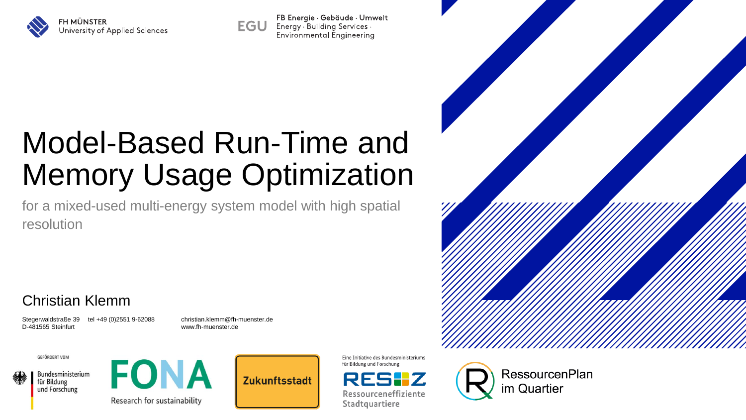FH MÜNSTER
University of Applied Sciences

EGU FB Energie · Gebäude · Umwelt
Energy · Building Services · Environmental Engineering

# Model-Based Run-Time and Memory Usage Optimization

for a mixed-used multi-energy system model with high spatial resolution

## Christian Klemm

Stegerwaldstraße 39 tel +49 (0)2551 9-62088
D-481565 Steinfurt

christian.klemm@fh-muenster.de
www.fh-muenster.de

GEFÖRDERT VOM

Bundesministerium für Bildung und Forschung

FONA
Research for sustainability

Zukunftsstadt

Eine Initiative des Bundesministeriums für Bildung und Forschung
RES:Z
Ressourceneffiziente Stadtquartiere

RessourcenPlan im Quartier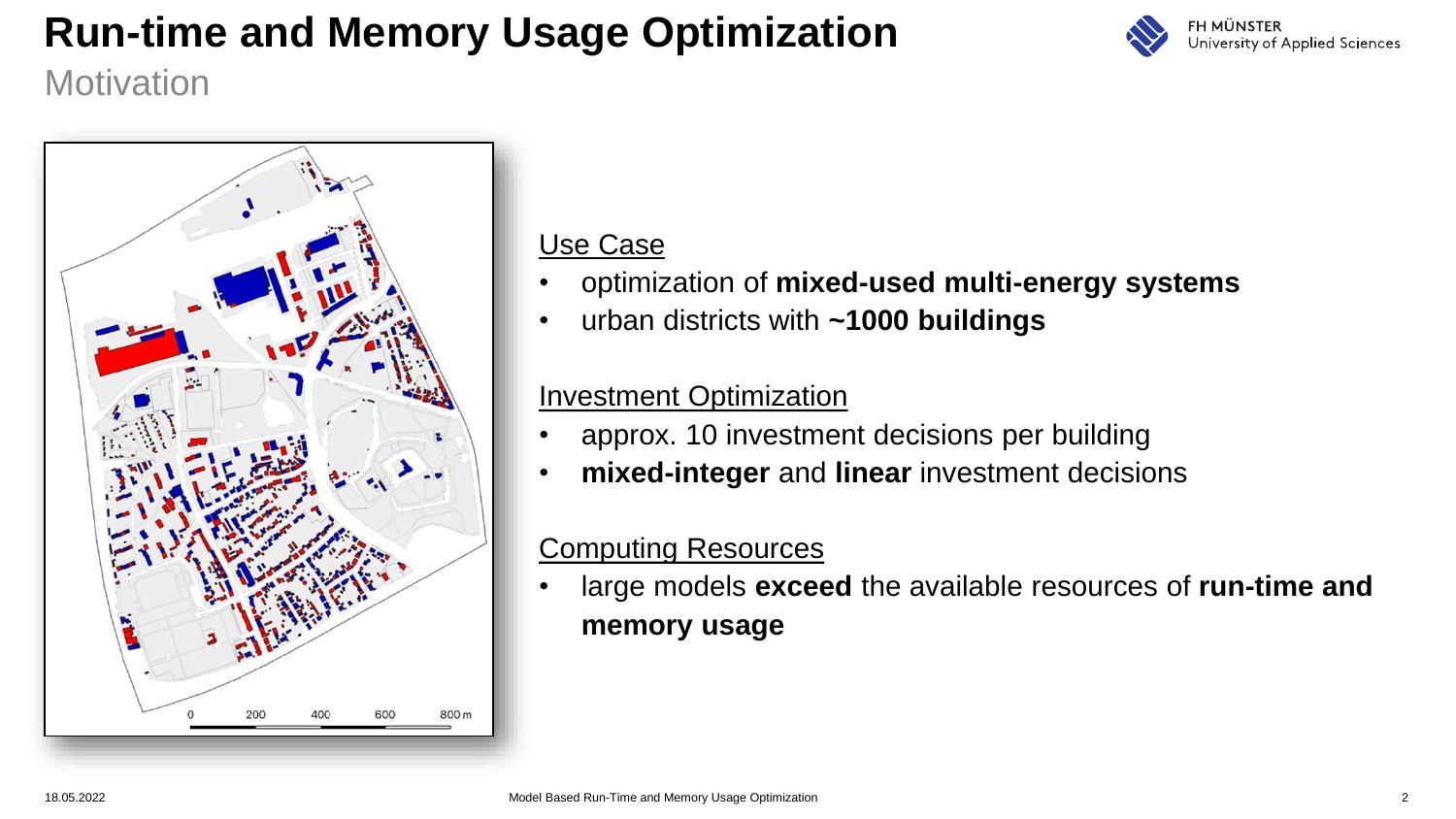# Run-time and Memory Usage Optimization

## Motivation

Use Case

- optimization of **mixed-used multi-energy systems**
- urban districts with **~1000 buildings**

Investment Optimization

- approx. 10 investment decisions per building
- **mixed-integer** and **linear** investment decisions

Computing Resources

- large models **exceed** the available resources of **run-time and memory usage**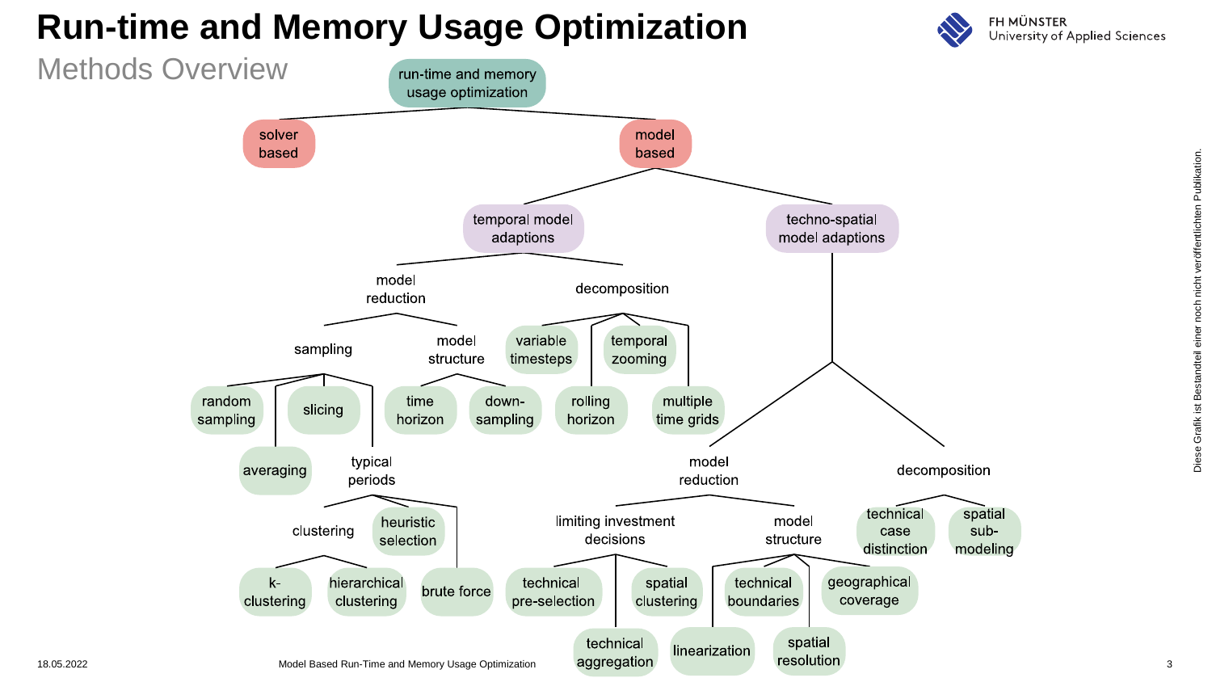# Run-time and Memory Usage Optimization

## Methods Overview

- run-time and memory usage optimization
  - solver based
  - model based
    - temporal model adaptions
      - model reduction
        - sampling
          - random sampling
          - averaging
          - slicing
          - typical periods
            - clustering
              - k-clustering
              - hierarchical clustering
            - heuristic selection
            - brute force
        - model structure
          - time horizon
          - down-sampling
      - decomposition
        - variable timesteps
        - rolling horizon
        - temporal zooming
        - multiple time grids
    - techno-spatial model adaptions
      - model reduction
        - limiting investment decisions
          - technical pre-selection
          - technical aggregation
          - spatial clustering
        - model structure
          - linearization
          - technical boundaries
          - spatial resolution
          - geographical coverage
      - decomposition
        - technical case distinction
        - spatial sub-modeling

Diese Grafik ist Bestandteil einer noch nicht veröffentlichten Publikation.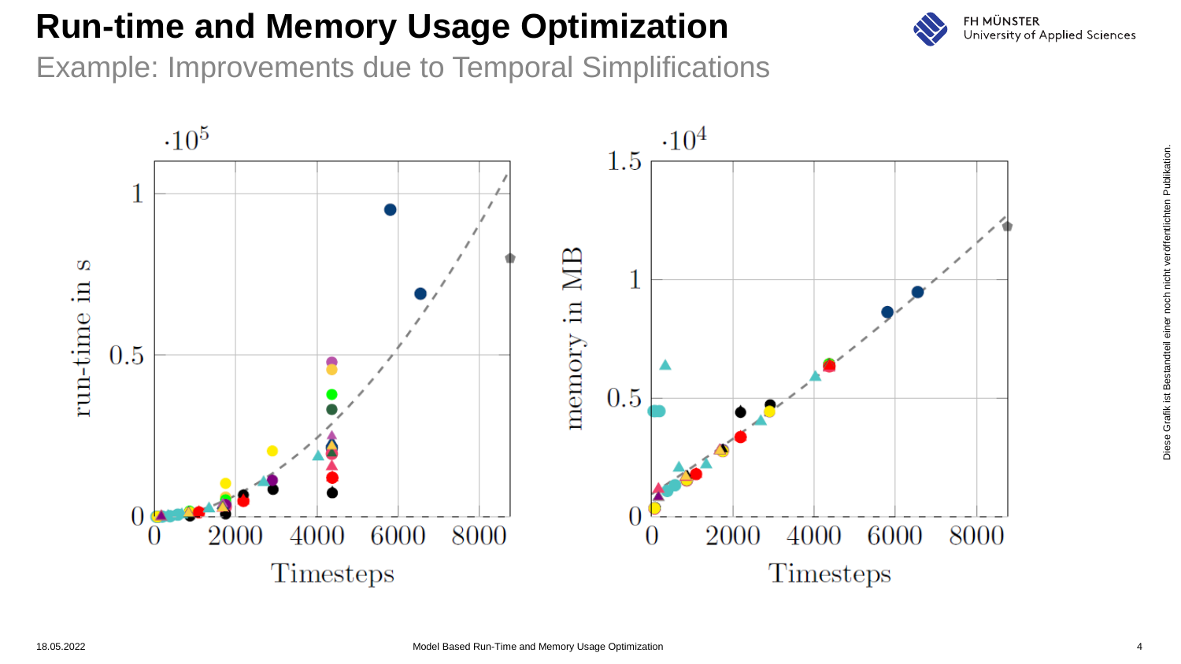# Run-time and Memory Usage Optimization

## Example: Improvements due to Temporal Simplifications

Diese Grafik ist Bestandteil einer noch nicht veröffentlichten Publikation.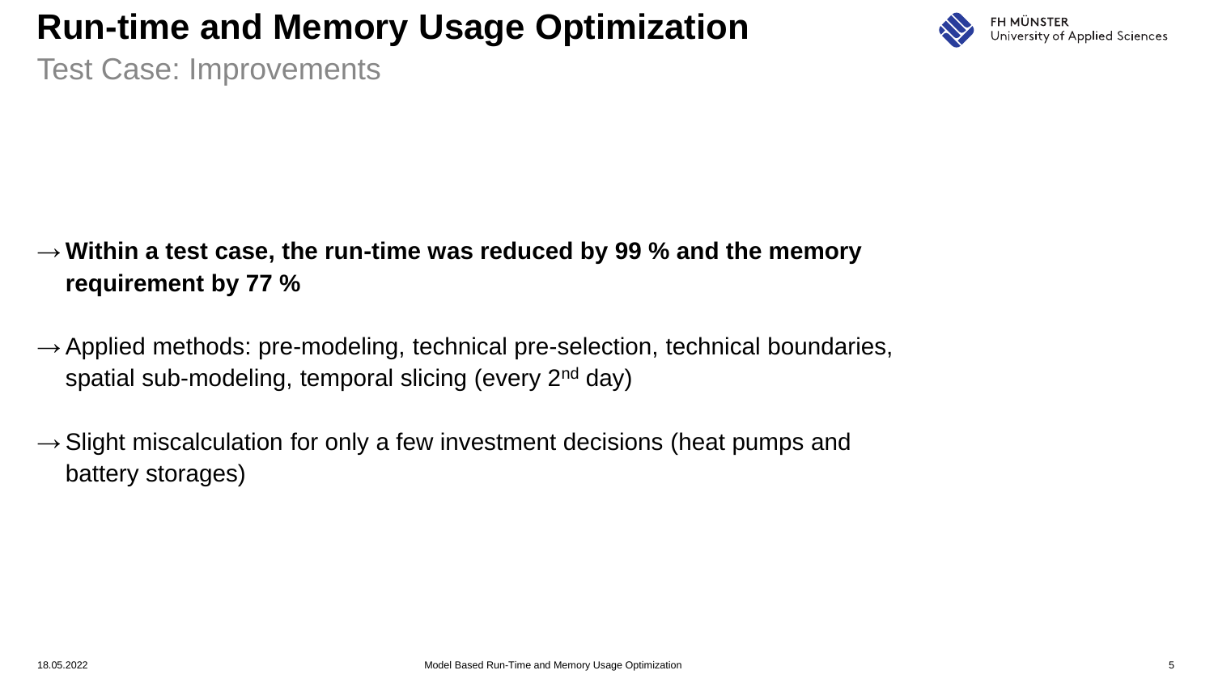# Run-time and Memory Usage Optimization

## Test Case: Improvements

→ **Within a test case, the run-time was reduced by 99 % and the memory requirement by 77 %**

→ Applied methods: pre-modeling, technical pre-selection, technical boundaries, spatial sub-modeling, temporal slicing (every 2$^{nd}$ day)

→ Slight miscalculation for only a few investment decisions (heat pumps and battery storages)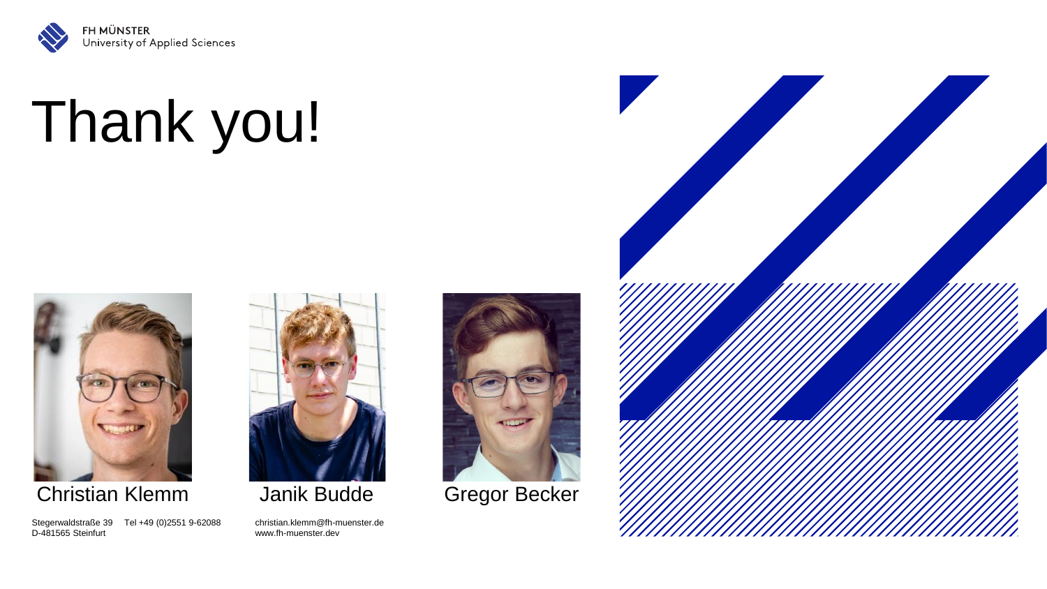FH MÜNSTER
University of Applied Sciences

# Thank you!

Christian Klemm

Janik Budde

Gregor Becker

Stegerwaldstraße 39
D-481565 Steinfurt

Tel +49 (0)2551 9-62088

christian.klemm@fh-muenster.de
www.fh-muenster.dev